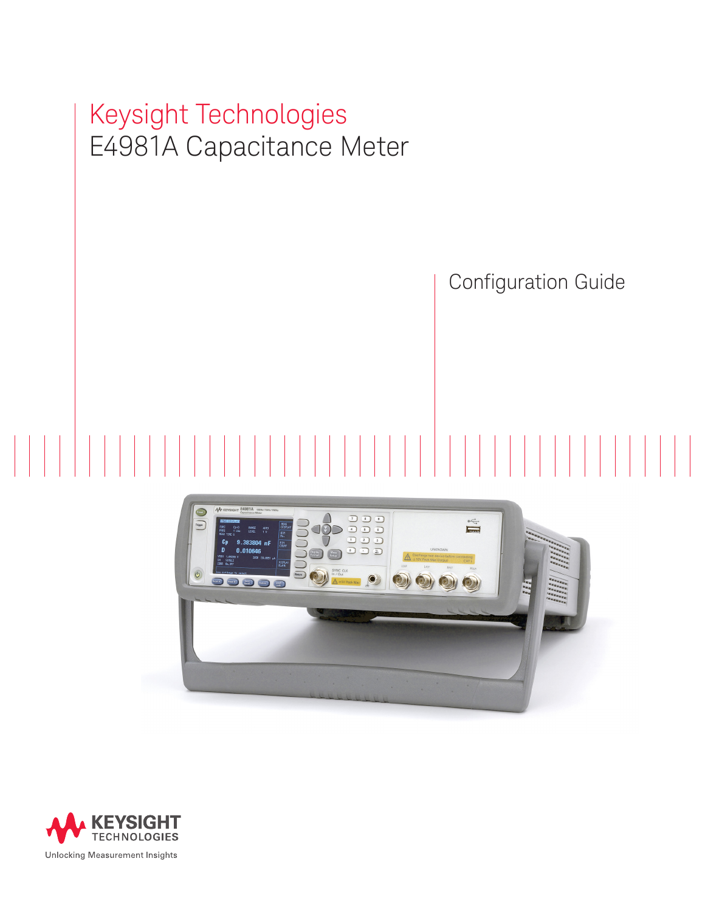# Keysight Technologies
# E4981A Capacitance Meter

Configuration Guide

KEYSIGHT TECHNOLOGIES

Unlocking Measurement Insights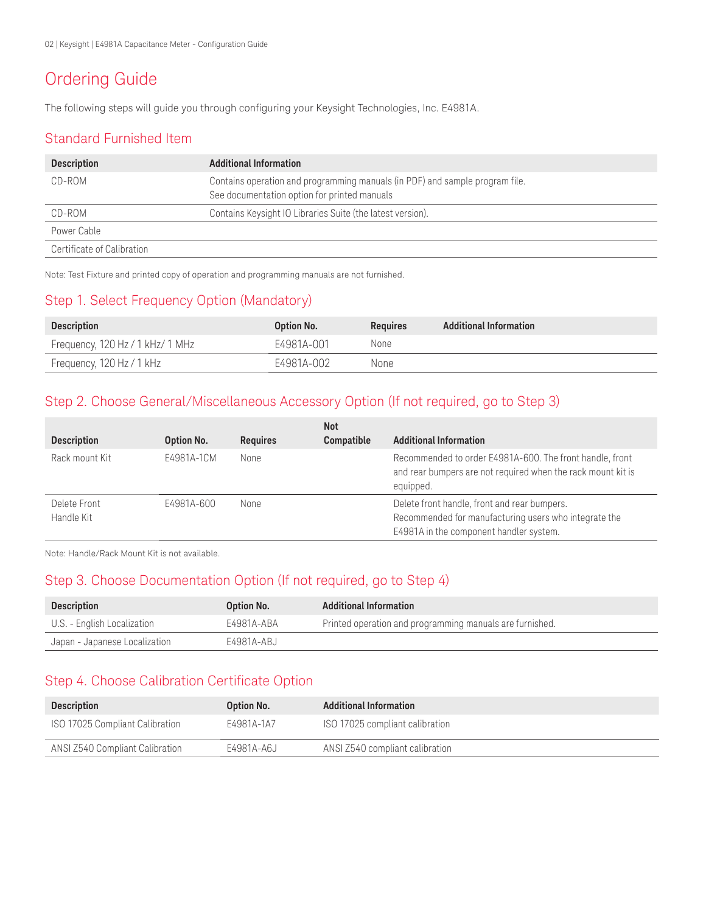# Ordering Guide

The following steps will guide you through configuring your Keysight Technologies, Inc. E4981A.

## Standard Furnished Item

| Description | Additional Information |
| --- | --- |
| CD-ROM | Contains operation and programming manuals (in PDF) and sample program file. See documentation option for printed manuals |
| CD-ROM | Contains Keysight IO Libraries Suite (the latest version). |
| Power Cable | |
| Certificate of Calibration | |

Note: Test Fixture and printed copy of operation and programming manuals are not furnished.

## Step 1. Select Frequency Option (Mandatory)

| Description | Option No. | Requires | Additional Information |
| --- | --- | --- | --- |
| Frequency, 120 Hz / 1 kHz/ 1 MHz | E4981A-001 | None | |
| Frequency, 120 Hz / 1 kHz | E4981A-002 | None | |

## Step 2. Choose General/Miscellaneous Accessory Option (If not required, go to Step 3)

| Description | Option No. | Requires | Not Compatible | Additional Information |
| --- | --- | --- | --- | --- |
| Rack mount Kit | E4981A-1CM | None | | Recommended to order E4981A-600. The front handle, front and rear bumpers are not required when the rack mount kit is equipped. |
| Delete Front Handle Kit | E4981A-600 | None | | Delete front handle, front and rear bumpers. Recommended for manufacturing users who integrate the E4981A in the component handler system. |

Note: Handle/Rack Mount Kit is not available.

## Step 3. Choose Documentation Option (If not required, go to Step 4)

| Description | Option No. | Additional Information |
| --- | --- | --- |
| U.S. - English Localization | E4981A-ABA | Printed operation and programming manuals are furnished. |
| Japan - Japanese Localization | E4981A-ABJ | |

## Step 4. Choose Calibration Certificate Option

| Description | Option No. | Additional Information |
| --- | --- | --- |
| ISO 17025 Compliant Calibration | E4981A-1A7 | ISO 17025 compliant calibration |
| ANSI Z540 Compliant Calibration | E4981A-A6J | ANSI Z540 compliant calibration |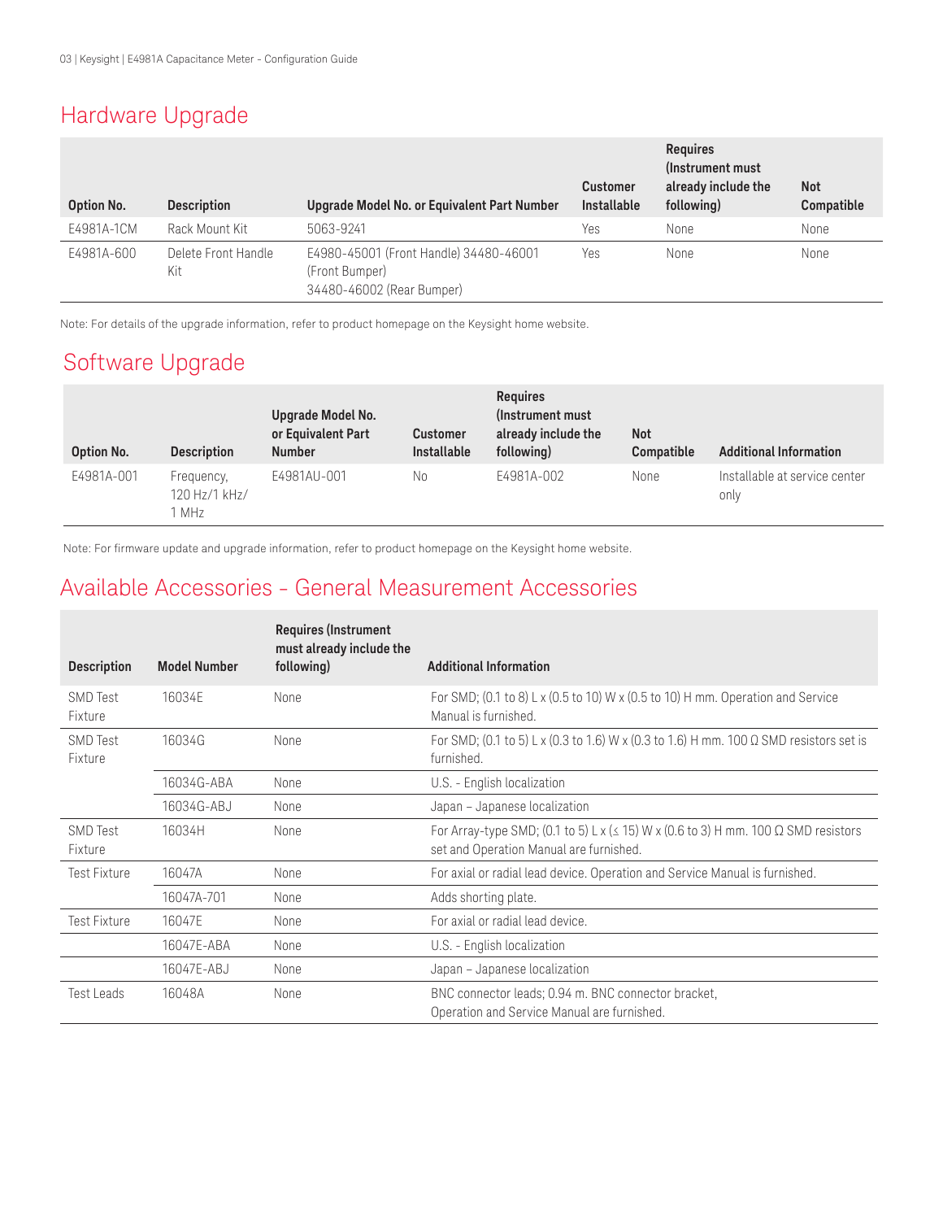## Hardware Upgrade

| Option No. | Description | Upgrade Model No. or Equivalent Part Number | Customer Installable | Requires (Instrument must already include the following) | Not Compatible |
|---|---|---|---|---|---|
| E4981A-1CM | Rack Mount Kit | 5063-9241 | Yes | None | None |
| E4981A-600 | Delete Front Handle Kit | E4980-45001 (Front Handle) 34480-46001 (Front Bumper) 34480-46002 (Rear Bumper) | Yes | None | None |

Note: For details of the upgrade information, refer to product homepage on the Keysight home website.

## Software Upgrade

| Option No. | Description | Upgrade Model No. or Equivalent Part Number | Customer Installable | Requires (Instrument must already include the following) | Not Compatible | Additional Information |
|---|---|---|---|---|---|---|
| E4981A-001 | Frequency, 120 Hz/1 kHz/ 1 MHz | E4981AU-001 | No | E4981A-002 | None | Installable at service center only |

Note: For firmware update and upgrade information, refer to product homepage on the Keysight home website.

## Available Accessories - General Measurement Accessories

| Description | Model Number | Requires (Instrument must already include the following) | Additional Information |
|---|---|---|---|
| SMD Test Fixture | 16034E | None | For SMD; (0.1 to 8) L x (0.5 to 10) W x (0.5 to 10) H mm. Operation and Service Manual is furnished. |
| SMD Test Fixture | 16034G | None | For SMD; (0.1 to 5) L x (0.3 to 1.6) W x (0.3 to 1.6) H mm. 100 Ω SMD resistors set is furnished. |
| | 16034G-ABA | None | U.S. - English localization |
| | 16034G-ABJ | None | Japan – Japanese localization |
| SMD Test Fixture | 16034H | None | For Array-type SMD; (0.1 to 5) L x (≤ 15) W x (0.6 to 3) H mm. 100 Ω SMD resistors set and Operation Manual are furnished. |
| Test Fixture | 16047A | None | For axial or radial lead device. Operation and Service Manual is furnished. |
| | 16047A-701 | None | Adds shorting plate. |
| Test Fixture | 16047E | None | For axial or radial lead device. |
| | 16047E-ABA | None | U.S. - English localization |
| | 16047E-ABJ | None | Japan – Japanese localization |
| Test Leads | 16048A | None | BNC connector leads; 0.94 m. BNC connector bracket, Operation and Service Manual are furnished. |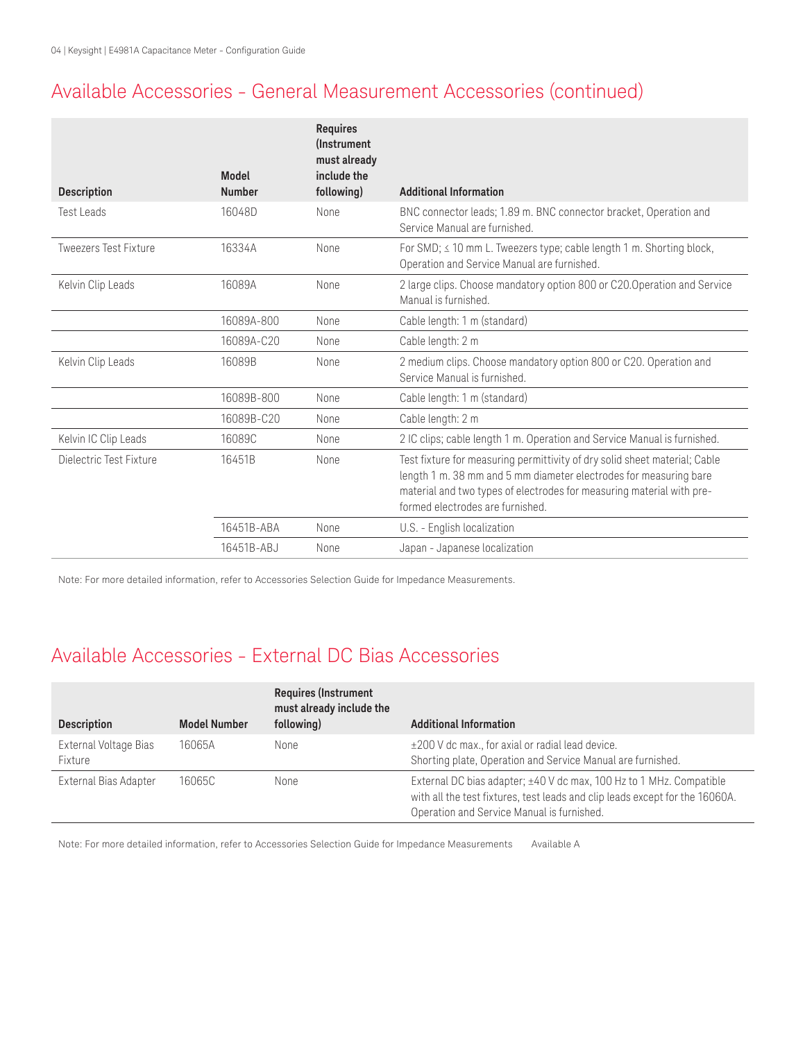## Available Accessories - General Measurement Accessories (continued)

| Description | Model Number | Requires (Instrument must already include the following) | Additional Information |
|---|---|---|---|
| Test Leads | 16048D | None | BNC connector leads; 1.89 m. BNC connector bracket, Operation and Service Manual are furnished. |
| Tweezers Test Fixture | 16334A | None | For SMD; ≤ 10 mm L. Tweezers type; cable length 1 m. Shorting block, Operation and Service Manual are furnished. |
| Kelvin Clip Leads | 16089A | None | 2 large clips. Choose mandatory option 800 or C20.Operation and Service Manual is furnished. |
| | 16089A-800 | None | Cable length: 1 m (standard) |
| | 16089A-C20 | None | Cable length: 2 m |
| Kelvin Clip Leads | 16089B | None | 2 medium clips. Choose mandatory option 800 or C20. Operation and Service Manual is furnished. |
| | 16089B-800 | None | Cable length: 1 m (standard) |
| | 16089B-C20 | None | Cable length: 2 m |
| Kelvin IC Clip Leads | 16089C | None | 2 IC clips; cable length 1 m. Operation and Service Manual is furnished. |
| Dielectric Test Fixture | 16451B | None | Test fixture for measuring permittivity of dry solid sheet material; Cable length 1 m. 38 mm and 5 mm diameter electrodes for measuring bare material and two types of electrodes for measuring material with pre-formed electrodes are furnished. |
| | 16451B-ABA | None | U.S. - English localization |
| | 16451B-ABJ | None | Japan - Japanese localization |

Note: For more detailed information, refer to Accessories Selection Guide for Impedance Measurements.

## Available Accessories - External DC Bias Accessories

| Description | Model Number | Requires (Instrument must already include the following) | Additional Information |
|---|---|---|---|
| External Voltage Bias Fixture | 16065A | None | ±200 V dc max., for axial or radial lead device. Shorting plate, Operation and Service Manual are furnished. |
| External Bias Adapter | 16065C | None | External DC bias adapter; ±40 V dc max, 100 Hz to 1 MHz. Compatible with all the test fixtures, test leads and clip leads except for the 16060A. Operation and Service Manual is furnished. |

Note: For more detailed information, refer to Accessories Selection Guide for Impedance Measurements Available A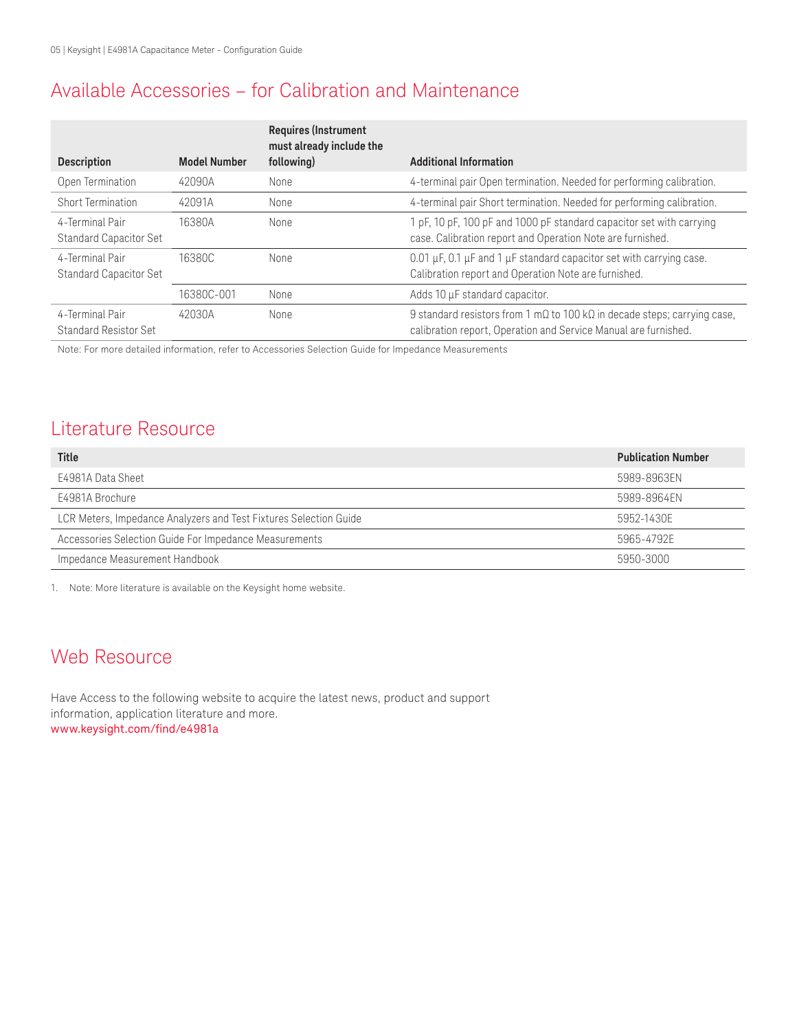## Available Accessories – for Calibration and Maintenance

| Description | Model Number | Requires (Instrument must already include the following) | Additional Information |
|---|---|---|---|
| Open Termination | 42090A | None | 4-terminal pair Open termination. Needed for performing calibration. |
| Short Termination | 42091A | None | 4-terminal pair Short termination. Needed for performing calibration. |
| 4-Terminal Pair Standard Capacitor Set | 16380A | None | 1 pF, 10 pF, 100 pF and 1000 pF standard capacitor set with carrying case. Calibration report and Operation Note are furnished. |
| 4-Terminal Pair Standard Capacitor Set | 16380C | None | 0.01 µF, 0.1 µF and 1 µF standard capacitor set with carrying case. Calibration report and Operation Note are furnished. |
| | 16380C-001 | None | Adds 10 µF standard capacitor. |
| 4-Terminal Pair Standard Resistor Set | 42030A | None | 9 standard resistors from 1 mΩ to 100 kΩ in decade steps; carrying case, calibration report, Operation and Service Manual are furnished. |

Note: For more detailed information, refer to Accessories Selection Guide for Impedance Measurements

## Literature Resource

| Title | Publication Number |
|---|---|
| E4981A Data Sheet | 5989-8963EN |
| E4981A Brochure | 5989-8964EN |
| LCR Meters, Impedance Analyzers and Test Fixtures Selection Guide | 5952-1430E |
| Accessories Selection Guide For Impedance Measurements | 5965-4792E |
| Impedance Measurement Handbook | 5950-3000 |

1. Note: More literature is available on the Keysight home website.

## Web Resource

Have Access to the following website to acquire the latest news, product and support information, application literature and more.
www.keysight.com/find/e4981a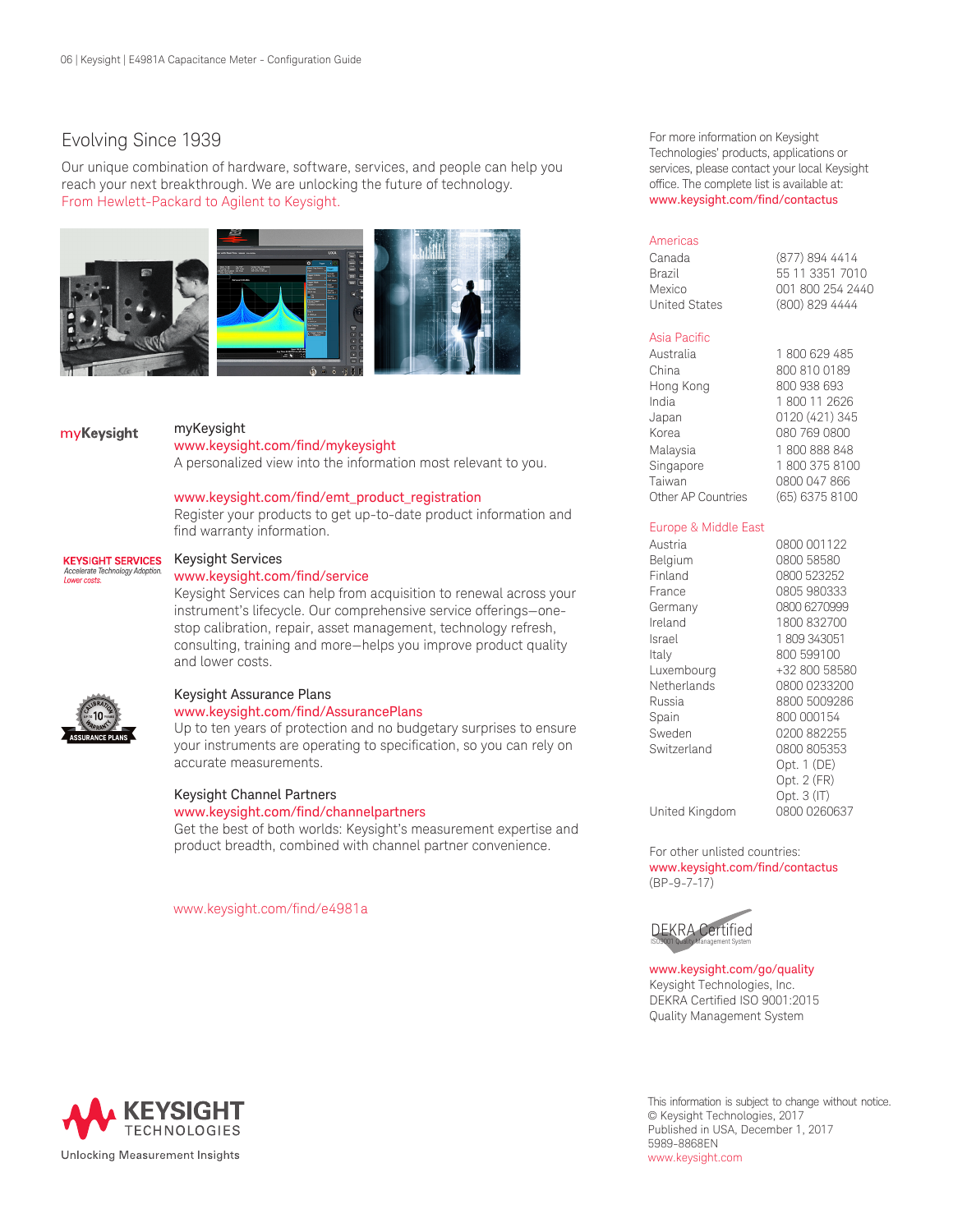## Evolving Since 1939

Our unique combination of hardware, software, services, and people can help you reach your next breakthrough. We are unlocking the future of technology.
From Hewlett-Packard to Agilent to Keysight.

**myKeysight**

myKeysight
www.keysight.com/find/mykeysight
A personalized view into the information most relevant to you.

www.keysight.com/find/emt_product_registration
Register your products to get up-to-date product information and find warranty information.

**KEYSIGHT SERVICES**
*Accelerate Technology Adoption. Lower costs.*

Keysight Services
www.keysight.com/find/service
Keysight Services can help from acquisition to renewal across your instrument's lifecycle. Our comprehensive service offerings—one-stop calibration, repair, asset management, technology refresh, consulting, training and more—helps you improve product quality and lower costs.

Keysight Assurance Plans
www.keysight.com/find/AssurancePlans
Up to ten years of protection and no budgetary surprises to ensure your instruments are operating to specification, so you can rely on accurate measurements.

Keysight Channel Partners
www.keysight.com/find/channelpartners
Get the best of both worlds: Keysight's measurement expertise and product breadth, combined with channel partner convenience.

www.keysight.com/find/e4981a

For more information on Keysight Technologies' products, applications or services, please contact your local Keysight office. The complete list is available at:
www.keysight.com/find/contactus

**Americas**

| | |
|---|---|
| Canada | (877) 894 4414 |
| Brazil | 55 11 3351 7010 |
| Mexico | 001 800 254 2440 |
| United States | (800) 829 4444 |

**Asia Pacific**

| | |
|---|---|
| Australia | 1 800 629 485 |
| China | 800 810 0189 |
| Hong Kong | 800 938 693 |
| India | 1 800 11 2626 |
| Japan | 0120 (421) 345 |
| Korea | 080 769 0800 |
| Malaysia | 1 800 888 848 |
| Singapore | 1 800 375 8100 |
| Taiwan | 0800 047 866 |
| Other AP Countries | (65) 6375 8100 |

**Europe & Middle East**

| | |
|---|---|
| Austria | 0800 001122 |
| Belgium | 0800 58580 |
| Finland | 0800 523252 |
| France | 0805 980333 |
| Germany | 0800 6270999 |
| Ireland | 1800 832700 |
| Israel | 1 809 343051 |
| Italy | 800 599100 |
| Luxembourg | +32 800 58580 |
| Netherlands | 0800 0233200 |
| Russia | 8800 5009286 |
| Spain | 800 000154 |
| Sweden | 0200 882255 |
| Switzerland | 0800 805353<br>Opt. 1 (DE)<br>Opt. 2 (FR)<br>Opt. 3 (IT) |
| United Kingdom | 0800 0260637 |

For other unlisted countries:
www.keysight.com/find/contactus
(BP-9-7-17)

DEKRA Certified
ISO9001 Quality Management System

www.keysight.com/go/quality
Keysight Technologies, Inc.
DEKRA Certified ISO 9001:2015
Quality Management System

KEYSIGHT TECHNOLOGIES
Unlocking Measurement Insights

This information is subject to change without notice.
© Keysight Technologies, 2017
Published in USA, December 1, 2017
5989-8868EN
www.keysight.com